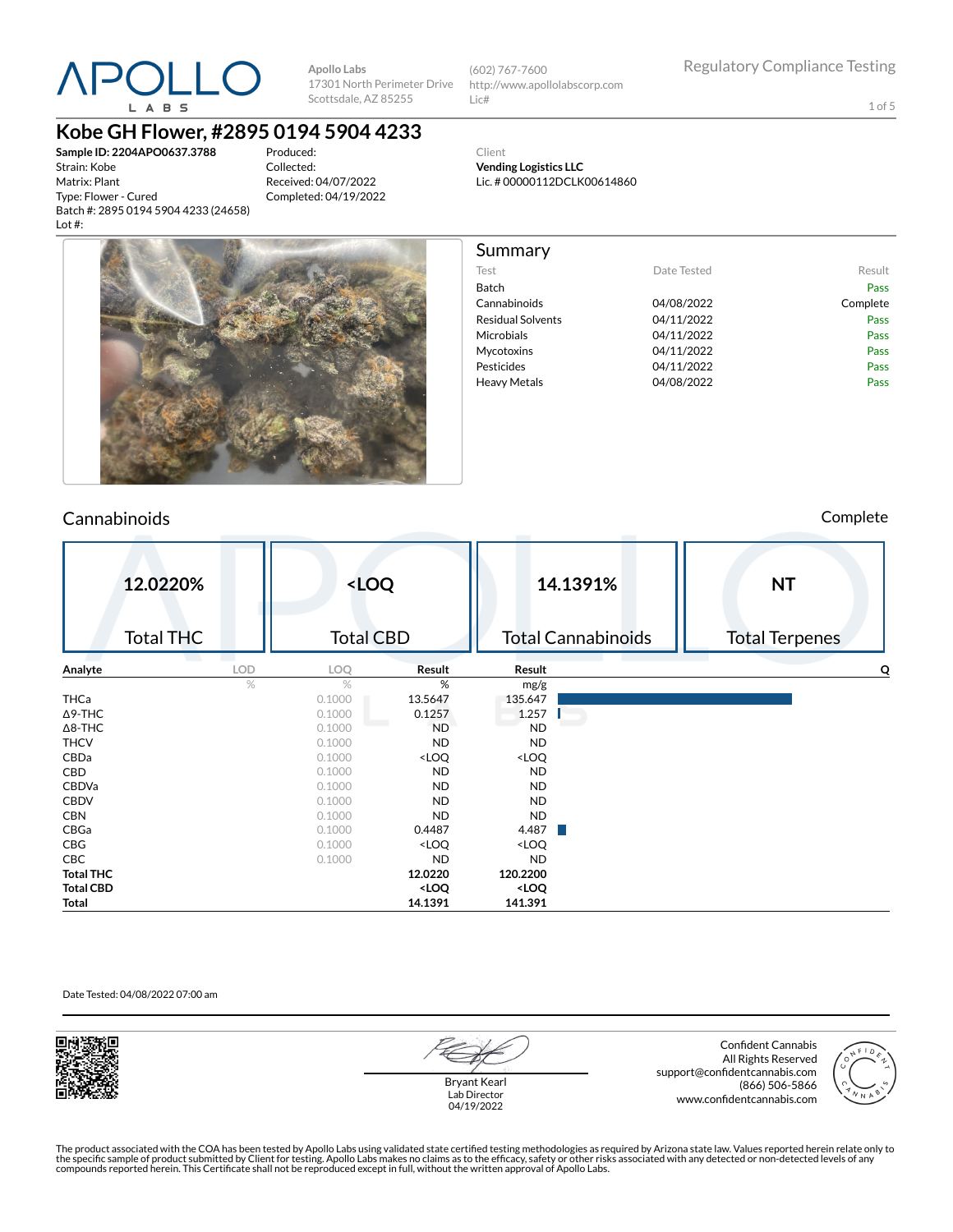APOLLO LABS

**Apollo Labs**
17301 North Perimeter Drive
Scottsdale, AZ 85255

(602) 767-7600
http://www.apollolabscorp.com
Lic#

Regulatory Compliance Testing

# Kobe GH Flower, #2895 0194 5904 4233

**Sample ID: 2204APO0637.3788**
Strain: Kobe
Matrix: Plant
Type: Flower - Cured
Batch #: 2895 0194 5904 4233 (24658)
Lot #:

Produced:
Collected:
Received: 04/07/2022
Completed: 04/19/2022

Client
**Vending Logistics LLC**
Lic. # 00000112DCLK00614860

## Summary

| Test | Date Tested | Result |
|---|---|---|
| Batch | | Pass |
| Cannabinoids | 04/08/2022 | Complete |
| Residual Solvents | 04/11/2022 | Pass |
| Microbials | 04/11/2022 | Pass |
| Mycotoxins | 04/11/2022 | Pass |
| Pesticides | 04/11/2022 | Pass |
| Heavy Metals | 04/08/2022 | Pass |

## Cannabinoids

Complete

| 12.0220% | <LOQ | 14.1391% | NT |
|---|---|---|---|
| Total THC | Total CBD | Total Cannabinoids | Total Terpenes |

| Analyte | LOD | LOQ | Result | Result | Q |
|---|---|---|---|---|---|
| | % | % | % | mg/g | |
| THCa | | 0.1000 | 13.5647 | 135.647 | |
| Δ9-THC | | 0.1000 | 0.1257 | 1.257 | |
| Δ8-THC | | 0.1000 | ND | ND | |
| THCV | | 0.1000 | ND | ND | |
| CBDa | | 0.1000 | <LOQ | <LOQ | |
| CBD | | 0.1000 | ND | ND | |
| CBDVa | | 0.1000 | ND | ND | |
| CBDV | | 0.1000 | ND | ND | |
| CBN | | 0.1000 | ND | ND | |
| CBGa | | 0.1000 | 0.4487 | 4.487 | |
| CBG | | 0.1000 | <LOQ | <LOQ | |
| CBC | | 0.1000 | ND | ND | |
| **Total THC** | | | **12.0220** | **120.2200** | |
| **Total CBD** | | | **<LOQ** | **<LOQ** | |
| **Total** | | | **14.1391** | **141.391** | |

Date Tested: 04/08/2022 07:00 am

Bryant Kearl
Lab Director
04/19/2022

Confident Cannabis
All Rights Reserved
support@confidentcannabis.com
(866) 506-5866
www.confidentcannabis.com

The product associated with the COA has been tested by Apollo Labs using validated state certified testing methodologies as required by Arizona state law. Values reported herein relate only to the specific sample of product submitted by Client for testing. Apollo Labs makes no claims as to the efficacy, safety or other risks associated with any detected or non-detected levels of any compounds reported herein. This Certificate shall not be reproduced except in full, without the written approval of Apollo Labs.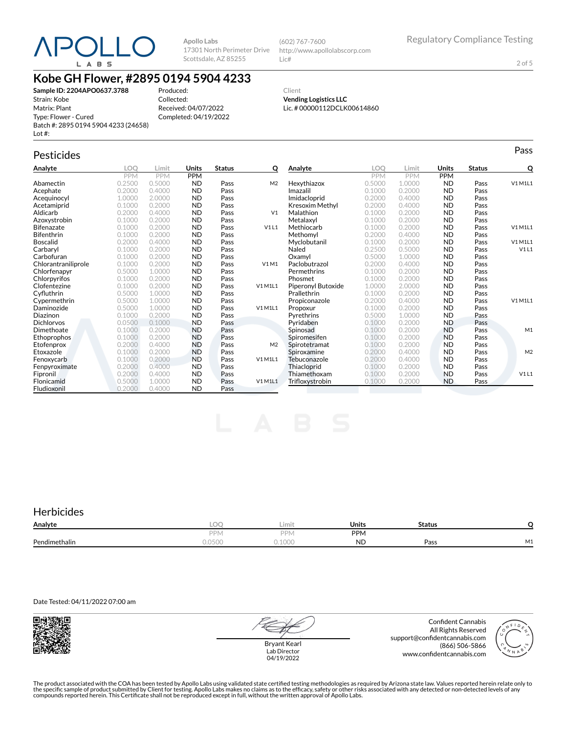# Kobe GH Flower, #2895 0194 5904 4233

**Sample ID: 2204APO0637.3788**
Strain: Kobe
Matrix: Plant
Type: Flower - Cured
Batch #: 2895 0194 5904 4233 (24658)
Lot #:

Produced:
Collected:
Received: 04/07/2022
Completed: 04/19/2022

Client
**Vending Logistics LLC**
Lic. # 00000112DCLK00614860

Apollo Labs
17301 North Perimeter Drive
Scottsdale, AZ 85255

(602) 767-7600
http://www.apollolabscorp.com
Lic#

Regulatory Compliance Testing

## Pesticides

Pass

| Analyte | LOQ | Limit | Units | Status | Q |
|---|---|---|---|---|---|
| | PPM | PPM | PPM | | |
| Abamectin | 0.2500 | 0.5000 | ND | Pass | M2 |
| Acephate | 0.2000 | 0.4000 | ND | Pass | |
| Acequinocyl | 1.0000 | 2.0000 | ND | Pass | |
| Acetamiprid | 0.1000 | 0.2000 | ND | Pass | |
| Aldicarb | 0.2000 | 0.4000 | ND | Pass | V1 |
| Azoxystrobin | 0.1000 | 0.2000 | ND | Pass | |
| Bifenazate | 0.1000 | 0.2000 | ND | Pass | V1 L1 |
| Bifenthrin | 0.1000 | 0.2000 | ND | Pass | |
| Boscalid | 0.2000 | 0.4000 | ND | Pass | |
| Carbaryl | 0.1000 | 0.2000 | ND | Pass | |
| Carbofuran | 0.1000 | 0.2000 | ND | Pass | |
| Chlorantraniliprole | 0.1000 | 0.2000 | ND | Pass | V1 M1 |
| Chlorfenapyr | 0.5000 | 1.0000 | ND | Pass | |
| Chlorpyrifos | 0.1000 | 0.2000 | ND | Pass | |
| Clofentezine | 0.1000 | 0.2000 | ND | Pass | V1 M1L1 |
| Cyfluthrin | 0.5000 | 1.0000 | ND | Pass | |
| Cypermethrin | 0.5000 | 1.0000 | ND | Pass | |
| Daminozide | 0.5000 | 1.0000 | ND | Pass | V1 M1L1 |
| Diazinon | 0.1000 | 0.2000 | ND | Pass | |
| Dichlorvos | 0.0500 | 0.1000 | ND | Pass | |
| Dimethoate | 0.1000 | 0.2000 | ND | Pass | |
| Ethoprophos | 0.1000 | 0.2000 | ND | Pass | |
| Etofenprox | 0.2000 | 0.4000 | ND | Pass | M2 |
| Etoxazole | 0.1000 | 0.2000 | ND | Pass | |
| Fenoxycarb | 0.1000 | 0.2000 | ND | Pass | V1 M1L1 |
| Fenpyroximate | 0.2000 | 0.4000 | ND | Pass | |
| Fipronil | 0.2000 | 0.4000 | ND | Pass | |
| Flonicamid | 0.5000 | 1.0000 | ND | Pass | V1 M1L1 |
| Fludioxonil | 0.2000 | 0.4000 | ND | Pass | |
| Hexythiazox | 0.5000 | 1.0000 | ND | Pass | V1 M1L1 |
| Imazalil | 0.1000 | 0.2000 | ND | Pass | |
| Imidacloprid | 0.2000 | 0.4000 | ND | Pass | |
| Kresoxim Methyl | 0.2000 | 0.4000 | ND | Pass | |
| Malathion | 0.1000 | 0.2000 | ND | Pass | |
| Metalaxyl | 0.1000 | 0.2000 | ND | Pass | |
| Methiocarb | 0.1000 | 0.2000 | ND | Pass | V1 M1L1 |
| Methomyl | 0.2000 | 0.4000 | ND | Pass | |
| Myclobutanil | 0.1000 | 0.2000 | ND | Pass | V1 M1L1 |
| Naled | 0.2500 | 0.5000 | ND | Pass | V1 L1 |
| Oxamyl | 0.5000 | 1.0000 | ND | Pass | |
| Paclobutrazol | 0.2000 | 0.4000 | ND | Pass | |
| Permethrins | 0.1000 | 0.2000 | ND | Pass | |
| Phosmet | 0.1000 | 0.2000 | ND | Pass | |
| Piperonyl Butoxide | 1.0000 | 2.0000 | ND | Pass | |
| Prallethrin | 0.1000 | 0.2000 | ND | Pass | |
| Propiconazole | 0.2000 | 0.4000 | ND | Pass | V1 M1L1 |
| Propoxur | 0.1000 | 0.2000 | ND | Pass | |
| Pyrethrins | 0.5000 | 1.0000 | ND | Pass | |
| Pyridaben | 0.1000 | 0.2000 | ND | Pass | |
| Spinosad | 0.1000 | 0.2000 | ND | Pass | M1 |
| Spiromesifen | 0.1000 | 0.2000 | ND | Pass | |
| Spirotetramat | 0.1000 | 0.2000 | ND | Pass | |
| Spiroxamine | 0.2000 | 0.4000 | ND | Pass | M2 |
| Tebuconazole | 0.2000 | 0.4000 | ND | Pass | |
| Thiacloprid | 0.1000 | 0.2000 | ND | Pass | |
| Thiamethoxam | 0.1000 | 0.2000 | ND | Pass | V1 L1 |
| Trifloxystrobin | 0.1000 | 0.2000 | ND | Pass | |

## Herbicides

| Analyte | LOQ | Limit | Units | Status | Q |
|---|---|---|---|---|---|
| | PPM | PPM | PPM | | |
| Pendimethalin | 0.0500 | 0.1000 | ND | Pass | M1 |

Date Tested: 04/11/2022 07:00 am

Bryant Kearl
Lab Director
04/19/2022

Confident Cannabis
All Rights Reserved
support@confidentcannabis.com
(866) 506-5866
www.confidentcannabis.com

The product associated with the COA has been tested by Apollo Labs using validated state certified testing methodologies as required by Arizona state law. Values reported herein relate only to the specific sample of product submitted by Client for testing. Apollo Labs makes no claims as to the efficacy, safety or other risks associated with any detected or non-detected levels of any compounds reported herein. This Certificate shall not be reproduced except in full, without the written approval of Apollo Labs.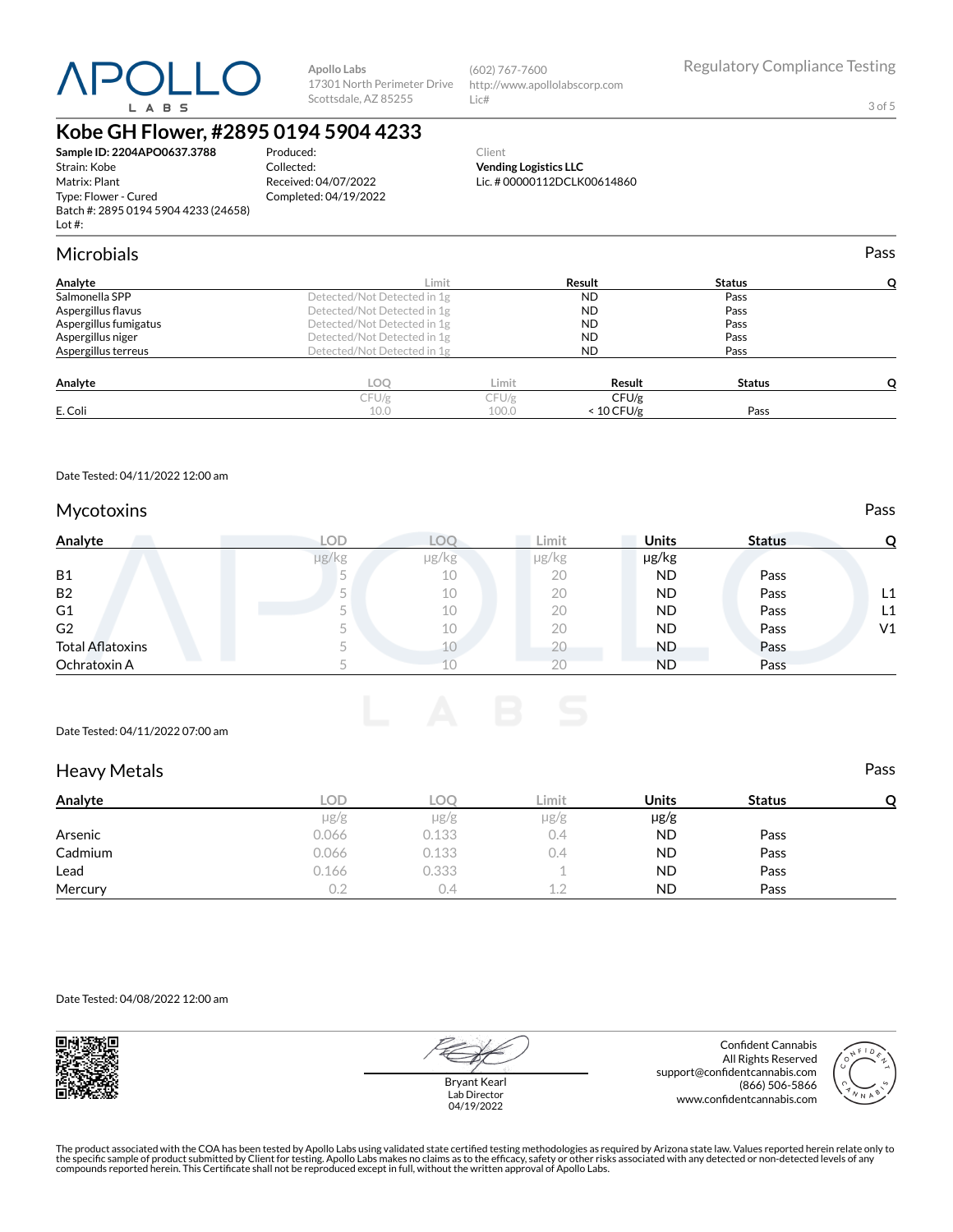APOLLO LABS

Apollo Labs
17301 North Perimeter Drive
Scottsdale, AZ 85255

(602) 767-7600
http://www.apollolabscorp.com
Lic#

Regulatory Compliance Testing

# Kobe GH Flower, #2895 0194 5904 4233

**Sample ID: 2204APO0637.3788**
Strain: Kobe
Matrix: Plant
Type: Flower - Cured
Batch #: 2895 0194 5904 4233 (24658)
Lot #:

Produced:
Collected:
Received: 04/07/2022
Completed: 04/19/2022

Client
**Vending Logistics LLC**
Lic. # 00000112DCLK00614860

## Microbials

Pass

| Analyte | Limit | Result | Status | Q |
|---|---|---|---|---|
| Salmonella SPP | Detected/Not Detected in 1g | ND | Pass | |
| Aspergillus flavus | Detected/Not Detected in 1g | ND | Pass | |
| Aspergillus fumigatus | Detected/Not Detected in 1g | ND | Pass | |
| Aspergillus niger | Detected/Not Detected in 1g | ND | Pass | |
| Aspergillus terreus | Detected/Not Detected in 1g | ND | Pass | |

| Analyte | LOQ | Limit | Result | Status | Q |
|---|---|---|---|---|---|
| | CFU/g | CFU/g | CFU/g | | |
| E. Coli | 10.0 | 100.0 | < 10 CFU/g | Pass | |

Date Tested: 04/11/2022 12:00 am

## Mycotoxins

Pass

| Analyte | LOD | LOQ | Limit | Units | Status | Q |
|---|---|---|---|---|---|---|
| | µg/kg | µg/kg | µg/kg | µg/kg | | |
| B1 | 5 | 10 | 20 | ND | Pass | |
| B2 | 5 | 10 | 20 | ND | Pass | L1 |
| G1 | 5 | 10 | 20 | ND | Pass | L1 |
| G2 | 5 | 10 | 20 | ND | Pass | V1 |
| Total Aflatoxins | 5 | 10 | 20 | ND | Pass | |
| Ochratoxin A | 5 | 10 | 20 | ND | Pass | |

Date Tested: 04/11/2022 07:00 am

## Heavy Metals

Pass

| Analyte | LOD | LOQ | Limit | Units | Status | Q |
|---|---|---|---|---|---|---|
| | µg/g | µg/g | µg/g | µg/g | | |
| Arsenic | 0.066 | 0.133 | 0.4 | ND | Pass | |
| Cadmium | 0.066 | 0.133 | 0.4 | ND | Pass | |
| Lead | 0.166 | 0.333 | 1 | ND | Pass | |
| Mercury | 0.2 | 0.4 | 1.2 | ND | Pass | |

Date Tested: 04/08/2022 12:00 am

Bryant Kearl
Lab Director
04/19/2022

Confident Cannabis
All Rights Reserved
support@confidentcannabis.com
(866) 506-5866
www.confidentcannabis.com

The product associated with the COA has been tested by Apollo Labs using validated state certified testing methodologies as required by Arizona state law. Values reported herein relate only to the specific sample of product submitted by Client for testing. Apollo Labs makes no claims as to the efficacy, safety or other risks associated with any detected or non-detected levels of any compounds reported herein. This Certificate shall not be reproduced except in full, without the written approval of Apollo Labs.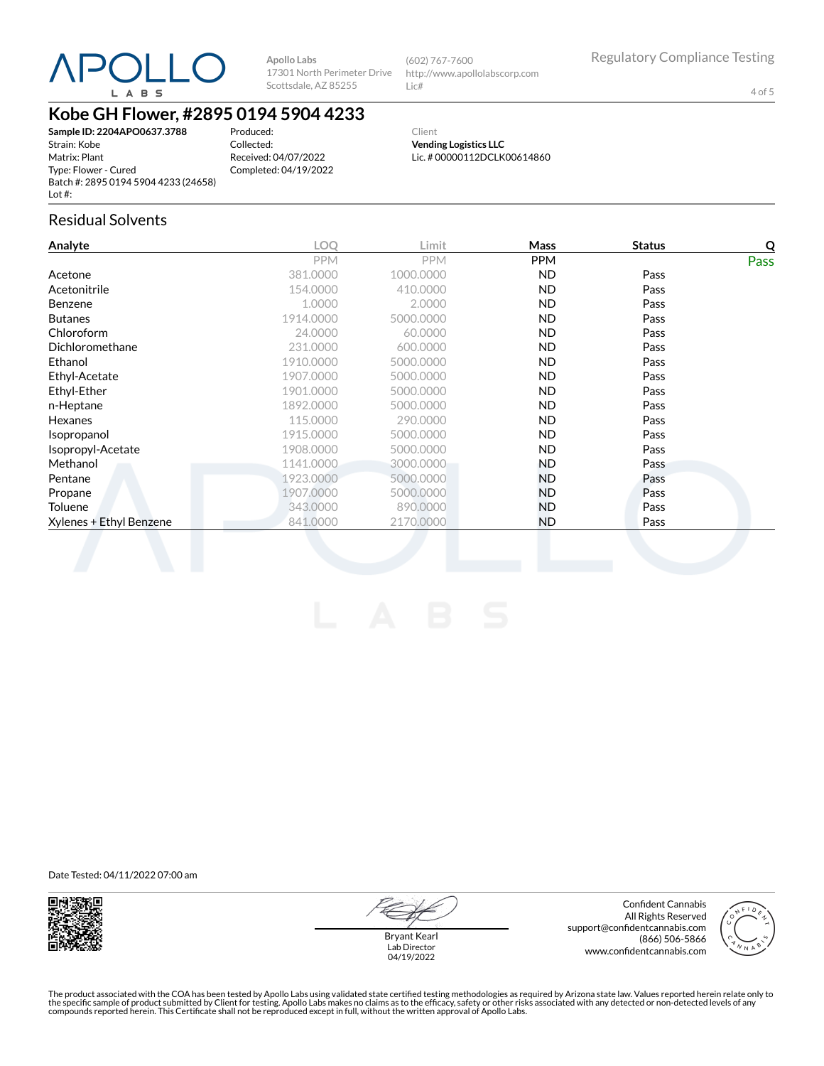**Apollo Labs**
17301 North Perimeter Drive
Scottsdale, AZ 85255

(602) 767-7600
http://www.apollolabscorp.com
Lic#

Regulatory Compliance Testing

# Kobe GH Flower, #2895 0194 5904 4233

**Sample ID: 2204APO0637.3788**
Strain: Kobe
Matrix: Plant
Type: Flower - Cured
Batch #: 2895 0194 5904 4233 (24658)
Lot #:

Produced:
Collected:
Received: 04/07/2022
Completed: 04/19/2022

Client
**Vending Logistics LLC**
Lic. # 00000112DCLK00614860

## Residual Solvents

| Analyte | LOQ | Limit | Mass | Status | Q |
|---|---|---|---|---|---|
| | PPM | PPM | PPM | | Pass |
| Acetone | 381.0000 | 1000.0000 | ND | Pass | |
| Acetonitrile | 154.0000 | 410.0000 | ND | Pass | |
| Benzene | 1.0000 | 2.0000 | ND | Pass | |
| Butanes | 1914.0000 | 5000.0000 | ND | Pass | |
| Chloroform | 24.0000 | 60.0000 | ND | Pass | |
| Dichloromethane | 231.0000 | 600.0000 | ND | Pass | |
| Ethanol | 1910.0000 | 5000.0000 | ND | Pass | |
| Ethyl-Acetate | 1907.0000 | 5000.0000 | ND | Pass | |
| Ethyl-Ether | 1901.0000 | 5000.0000 | ND | Pass | |
| n-Heptane | 1892.0000 | 5000.0000 | ND | Pass | |
| Hexanes | 115.0000 | 290.0000 | ND | Pass | |
| Isopropanol | 1915.0000 | 5000.0000 | ND | Pass | |
| Isopropyl-Acetate | 1908.0000 | 5000.0000 | ND | Pass | |
| Methanol | 1141.0000 | 3000.0000 | ND | Pass | |
| Pentane | 1923.0000 | 5000.0000 | ND | Pass | |
| Propane | 1907.0000 | 5000.0000 | ND | Pass | |
| Toluene | 343.0000 | 890.0000 | ND | Pass | |
| Xylenes + Ethyl Benzene | 841.0000 | 2170.0000 | ND | Pass | |

Date Tested: 04/11/2022 07:00 am

Bryant Kearl
Lab Director
04/19/2022

Confident Cannabis
All Rights Reserved
support@confidentcannabis.com
(866) 506-5866
www.confidentcannabis.com

The product associated with the COA has been tested by Apollo Labs using validated state certified testing methodologies as required by Arizona state law. Values reported herein relate only to the specific sample of product submitted by Client for testing. Apollo Labs makes no claims as to the efficacy, safety or other risks associated with any detected or non-detected levels of any compounds reported herein. This Certificate shall not be reproduced except in full, without the written approval of Apollo Labs.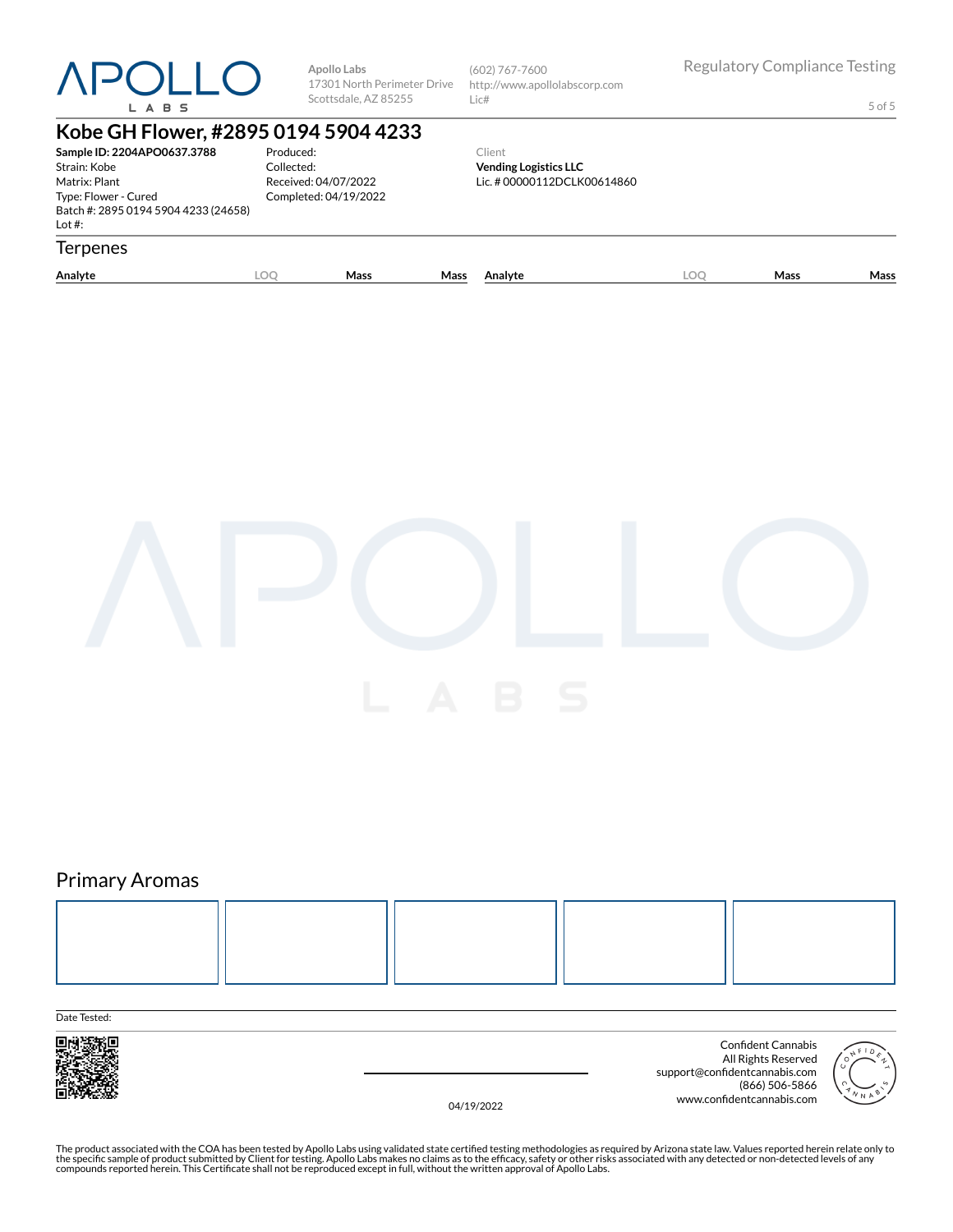# Kobe GH Flower, #2895 0194 5904 4233

**Sample ID: 2204APO0637.3788**
Strain: Kobe
Matrix: Plant
Type: Flower - Cured
Batch #: 2895 0194 5904 4233 (24658)
Lot #:

Produced:
Collected:
Received: 04/07/2022
Completed: 04/19/2022

Client
**Vending Logistics LLC**
Lic. # 00000112DCLK00614860

## Terpenes

| Analyte | LOQ | Mass | Mass | Analyte | LOQ | Mass | Mass |
|---|---|---|---|---|---|---|---|

## Primary Aromas

Date Tested:

04/19/2022

Confident Cannabis
All Rights Reserved
support@confidentcannabis.com
(866) 506-5866
www.confidentcannabis.com

The product associated with the COA has been tested by Apollo Labs using validated state certified testing methodologies as required by Arizona state law. Values reported herein relate only to the specific sample of product submitted by Client for testing. Apollo Labs makes no claims as to the efficacy, safety or other risks associated with any detected or non-detected levels of any compounds reported herein. This Certificate shall not be reproduced except in full, without the written approval of Apollo Labs.